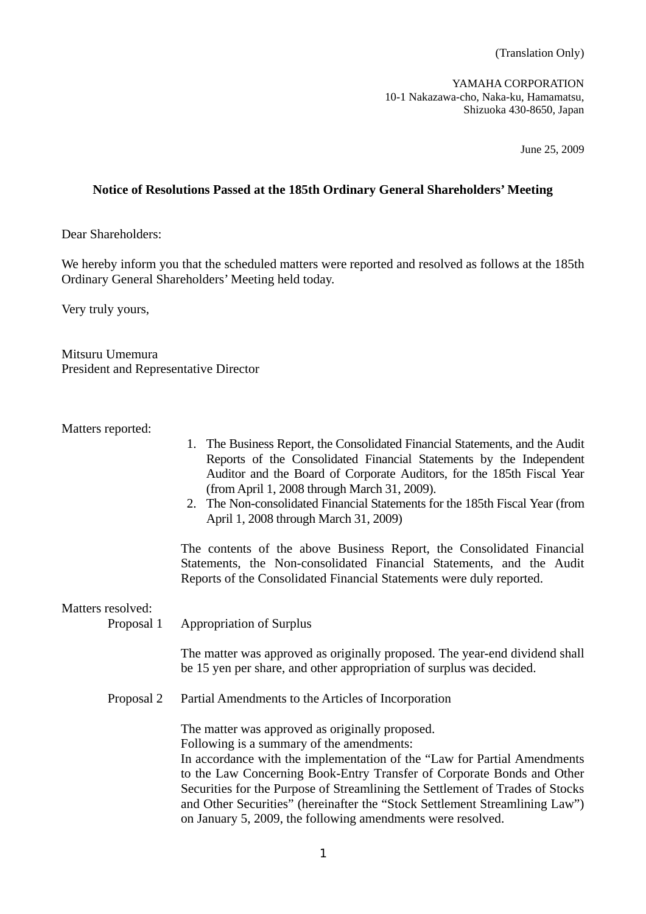(Translation Only)

YAMAHA CORPORATION
10-1 Nakazawa-cho, Naka-ku, Hamamatsu,
Shizuoka 430-8650, Japan

June 25, 2009

**Notice of Resolutions Passed at the 185th Ordinary General Shareholders' Meeting**

Dear Shareholders:

We hereby inform you that the scheduled matters were reported and resolved as follows at the 185th Ordinary General Shareholders' Meeting held today.

Very truly yours,

Mitsuru Umemura
President and Representative Director

Matters reported:

1. The Business Report, the Consolidated Financial Statements, and the Audit Reports of the Consolidated Financial Statements by the Independent Auditor and the Board of Corporate Auditors, for the 185th Fiscal Year (from April 1, 2008 through March 31, 2009).
2. The Non-consolidated Financial Statements for the 185th Fiscal Year (from April 1, 2008 through March 31, 2009)

The contents of the above Business Report, the Consolidated Financial Statements, the Non-consolidated Financial Statements, and the Audit Reports of the Consolidated Financial Statements were duly reported.

Matters resolved:

Proposal 1 Appropriation of Surplus

The matter was approved as originally proposed. The year-end dividend shall be 15 yen per share, and other appropriation of surplus was decided.

Proposal 2 Partial Amendments to the Articles of Incorporation

The matter was approved as originally proposed.
Following is a summary of the amendments:
In accordance with the implementation of the "Law for Partial Amendments to the Law Concerning Book-Entry Transfer of Corporate Bonds and Other Securities for the Purpose of Streamlining the Settlement of Trades of Stocks and Other Securities" (hereinafter the "Stock Settlement Streamlining Law") on January 5, 2009, the following amendments were resolved.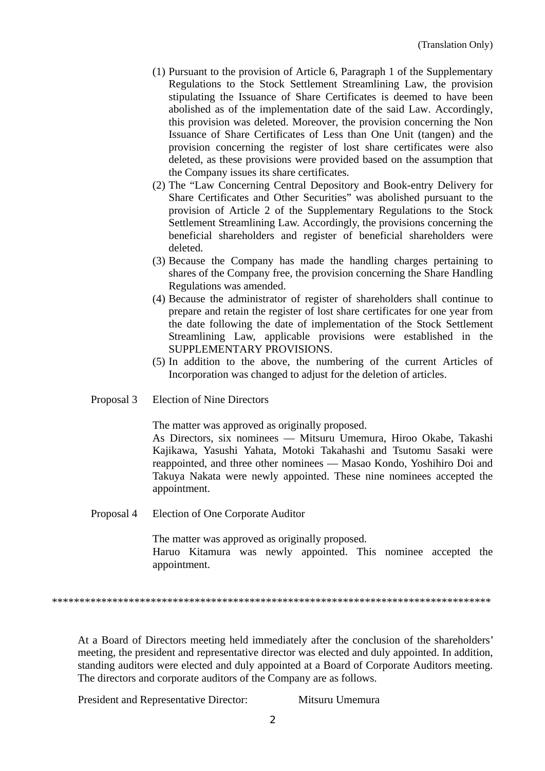(Translation Only)

(1) Pursuant to the provision of Article 6, Paragraph 1 of the Supplementary Regulations to the Stock Settlement Streamlining Law, the provision stipulating the Issuance of Share Certificates is deemed to have been abolished as of the implementation date of the said Law. Accordingly, this provision was deleted. Moreover, the provision concerning the Non Issuance of Share Certificates of Less than One Unit (tangen) and the provision concerning the register of lost share certificates were also deleted, as these provisions were provided based on the assumption that the Company issues its share certificates.

(2) The “Law Concerning Central Depository and Book-entry Delivery for Share Certificates and Other Securities” was abolished pursuant to the provision of Article 2 of the Supplementary Regulations to the Stock Settlement Streamlining Law. Accordingly, the provisions concerning the beneficial shareholders and register of beneficial shareholders were deleted.

(3) Because the Company has made the handling charges pertaining to shares of the Company free, the provision concerning the Share Handling Regulations was amended.

(4) Because the administrator of register of shareholders shall continue to prepare and retain the register of lost share certificates for one year from the date following the date of implementation of the Stock Settlement Streamlining Law, applicable provisions were established in the SUPPLEMENTARY PROVISIONS.

(5) In addition to the above, the numbering of the current Articles of Incorporation was changed to adjust for the deletion of articles.

Proposal 3 Election of Nine Directors

The matter was approved as originally proposed.
As Directors, six nominees — Mitsuru Umemura, Hiroo Okabe, Takashi Kajikawa, Yasushi Yahata, Motoki Takahashi and Tsutomu Sasaki were reappointed, and three other nominees — Masao Kondo, Yoshihiro Doi and Takuya Nakata were newly appointed. These nine nominees accepted the appointment.

Proposal 4 Election of One Corporate Auditor

The matter was approved as originally proposed.
Haruo Kitamura was newly appointed. This nominee accepted the appointment.

********************************************************************************

At a Board of Directors meeting held immediately after the conclusion of the shareholders' meeting, the president and representative director was elected and duly appointed. In addition, standing auditors were elected and duly appointed at a Board of Corporate Auditors meeting. The directors and corporate auditors of the Company are as follows.

President and Representative Director: Mitsuru Umemura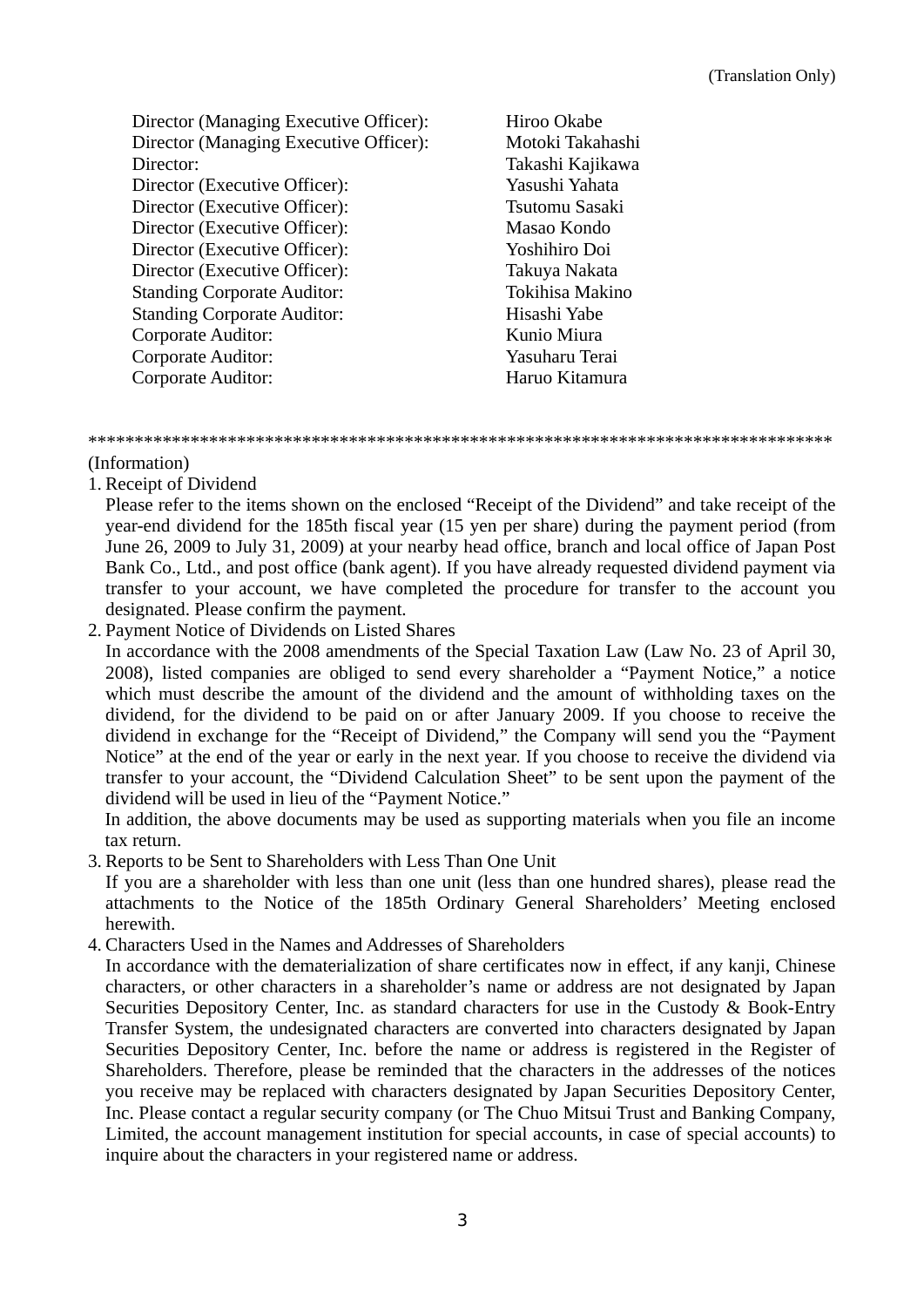(Translation Only)

| | |
|---|---|
| Director (Managing Executive Officer): | Hiroo Okabe |
| Director (Managing Executive Officer): | Motoki Takahashi |
| Director: | Takashi Kajikawa |
| Director (Executive Officer): | Yasushi Yahata |
| Director (Executive Officer): | Tsutomu Sasaki |
| Director (Executive Officer): | Masao Kondo |
| Director (Executive Officer): | Yoshihiro Doi |
| Director (Executive Officer): | Takuya Nakata |
| Standing Corporate Auditor: | Tokihisa Makino |
| Standing Corporate Auditor: | Hisashi Yabe |
| Corporate Auditor: | Kunio Miura |
| Corporate Auditor: | Yasuharu Terai |
| Corporate Auditor: | Haruo Kitamura |

********************************************************************************

(Information)

1. Receipt of Dividend
   Please refer to the items shown on the enclosed "Receipt of the Dividend" and take receipt of the year-end dividend for the 185th fiscal year (15 yen per share) during the payment period (from June 26, 2009 to July 31, 2009) at your nearby head office, branch and local office of Japan Post Bank Co., Ltd., and post office (bank agent). If you have already requested dividend payment via transfer to your account, we have completed the procedure for transfer to the account you designated. Please confirm the payment.
2. Payment Notice of Dividends on Listed Shares
   In accordance with the 2008 amendments of the Special Taxation Law (Law No. 23 of April 30, 2008), listed companies are obliged to send every shareholder a "Payment Notice," a notice which must describe the amount of the dividend and the amount of withholding taxes on the dividend, for the dividend to be paid on or after January 2009. If you choose to receive the dividend in exchange for the "Receipt of Dividend," the Company will send you the "Payment Notice" at the end of the year or early in the next year. If you choose to receive the dividend via transfer to your account, the "Dividend Calculation Sheet" to be sent upon the payment of the dividend will be used in lieu of the "Payment Notice."
   In addition, the above documents may be used as supporting materials when you file an income tax return.
3. Reports to be Sent to Shareholders with Less Than One Unit
   If you are a shareholder with less than one unit (less than one hundred shares), please read the attachments to the Notice of the 185th Ordinary General Shareholders' Meeting enclosed herewith.
4. Characters Used in the Names and Addresses of Shareholders
   In accordance with the dematerialization of share certificates now in effect, if any kanji, Chinese characters, or other characters in a shareholder's name or address are not designated by Japan Securities Depository Center, Inc. as standard characters for use in the Custody & Book-Entry Transfer System, the undesignated characters are converted into characters designated by Japan Securities Depository Center, Inc. before the name or address is registered in the Register of Shareholders. Therefore, please be reminded that the characters in the addresses of the notices you receive may be replaced with characters designated by Japan Securities Depository Center, Inc. Please contact a regular security company (or The Chuo Mitsui Trust and Banking Company, Limited, the account management institution for special accounts, in case of special accounts) to inquire about the characters in your registered name or address.